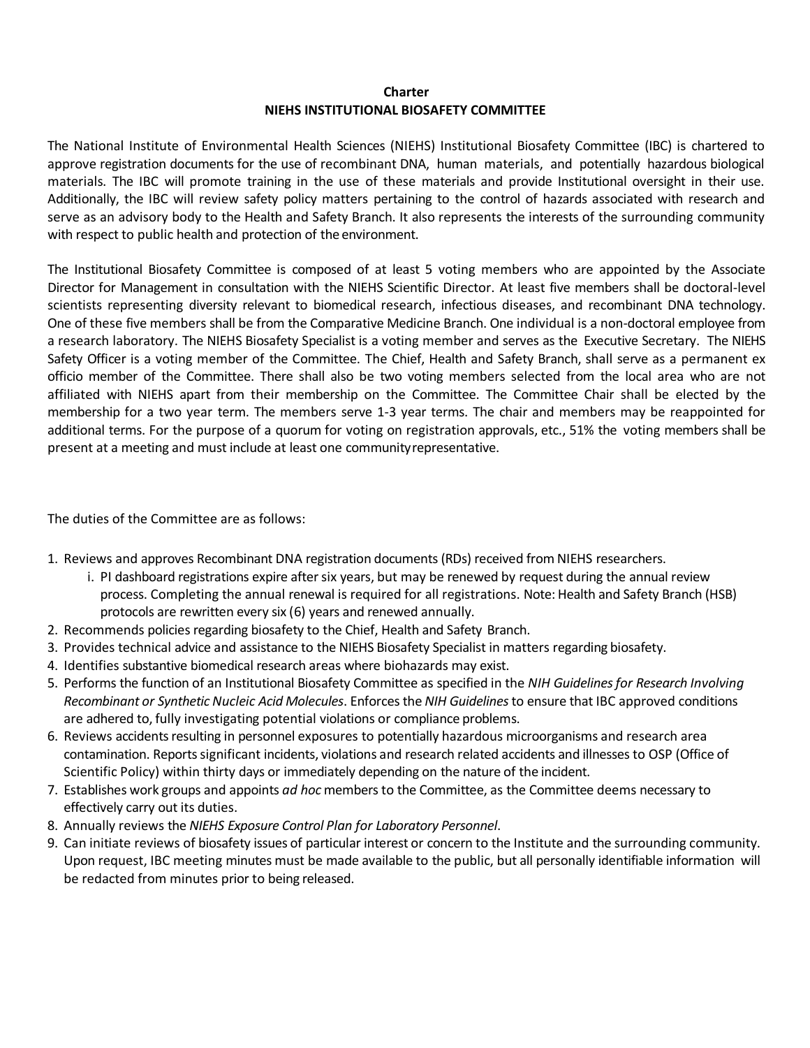**Charter**

**NIEHS INSTITUTIONAL BIOSAFETY COMMITTEE**

The National Institute of Environmental Health Sciences (NIEHS) Institutional Biosafety Committee (IBC) is chartered to approve registration documents for the use of recombinant DNA, human materials, and potentially hazardous biological materials. The IBC will promote training in the use of these materials and provide Institutional oversight in their use. Additionally, the IBC will review safety policy matters pertaining to the control of hazards associated with research and serve as an advisory body to the Health and Safety Branch. It also represents the interests of the surrounding community with respect to public health and protection of the environment.

The Institutional Biosafety Committee is composed of at least 5 voting members who are appointed by the Associate Director for Management in consultation with the NIEHS Scientific Director. At least five members shall be doctoral-level scientists representing diversity relevant to biomedical research, infectious diseases, and recombinant DNA technology. One of these five members shall be from the Comparative Medicine Branch. One individual is a non-doctoral employee from a research laboratory. The NIEHS Biosafety Specialist is a voting member and serves as the Executive Secretary. The NIEHS Safety Officer is a voting member of the Committee. The Chief, Health and Safety Branch, shall serve as a permanent ex officio member of the Committee. There shall also be two voting members selected from the local area who are not affiliated with NIEHS apart from their membership on the Committee. The Committee Chair shall be elected by the membership for a two year term. The members serve 1-3 year terms. The chair and members may be reappointed for additional terms. For the purpose of a quorum for voting on registration approvals, etc., 51% the voting members shall be present at a meeting and must include at least one community representative.

The duties of the Committee are as follows:

1. Reviews and approves Recombinant DNA registration documents (RDs) received from NIEHS researchers.
   i. PI dashboard registrations expire after six years, but may be renewed by request during the annual review process. Completing the annual renewal is required for all registrations. Note: Health and Safety Branch (HSB) protocols are rewritten every six (6) years and renewed annually.
2. Recommends policies regarding biosafety to the Chief, Health and Safety Branch.
3. Provides technical advice and assistance to the NIEHS Biosafety Specialist in matters regarding biosafety.
4. Identifies substantive biomedical research areas where biohazards may exist.
5. Performs the function of an Institutional Biosafety Committee as specified in the *NIH Guidelines for Research Involving Recombinant or Synthetic Nucleic Acid Molecules*. Enforces the *NIH Guidelines* to ensure that IBC approved conditions are adhered to, fully investigating potential violations or compliance problems.
6. Reviews accidents resulting in personnel exposures to potentially hazardous microorganisms and research area contamination. Reports significant incidents, violations and research related accidents and illnesses to OSP (Office of Scientific Policy) within thirty days or immediately depending on the nature of the incident.
7. Establishes work groups and appoints *ad hoc* members to the Committee, as the Committee deems necessary to effectively carry out its duties.
8. Annually reviews the *NIEHS Exposure Control Plan for Laboratory Personnel*.
9. Can initiate reviews of biosafety issues of particular interest or concern to the Institute and the surrounding community. Upon request, IBC meeting minutes must be made available to the public, but all personally identifiable information will be redacted from minutes prior to being released.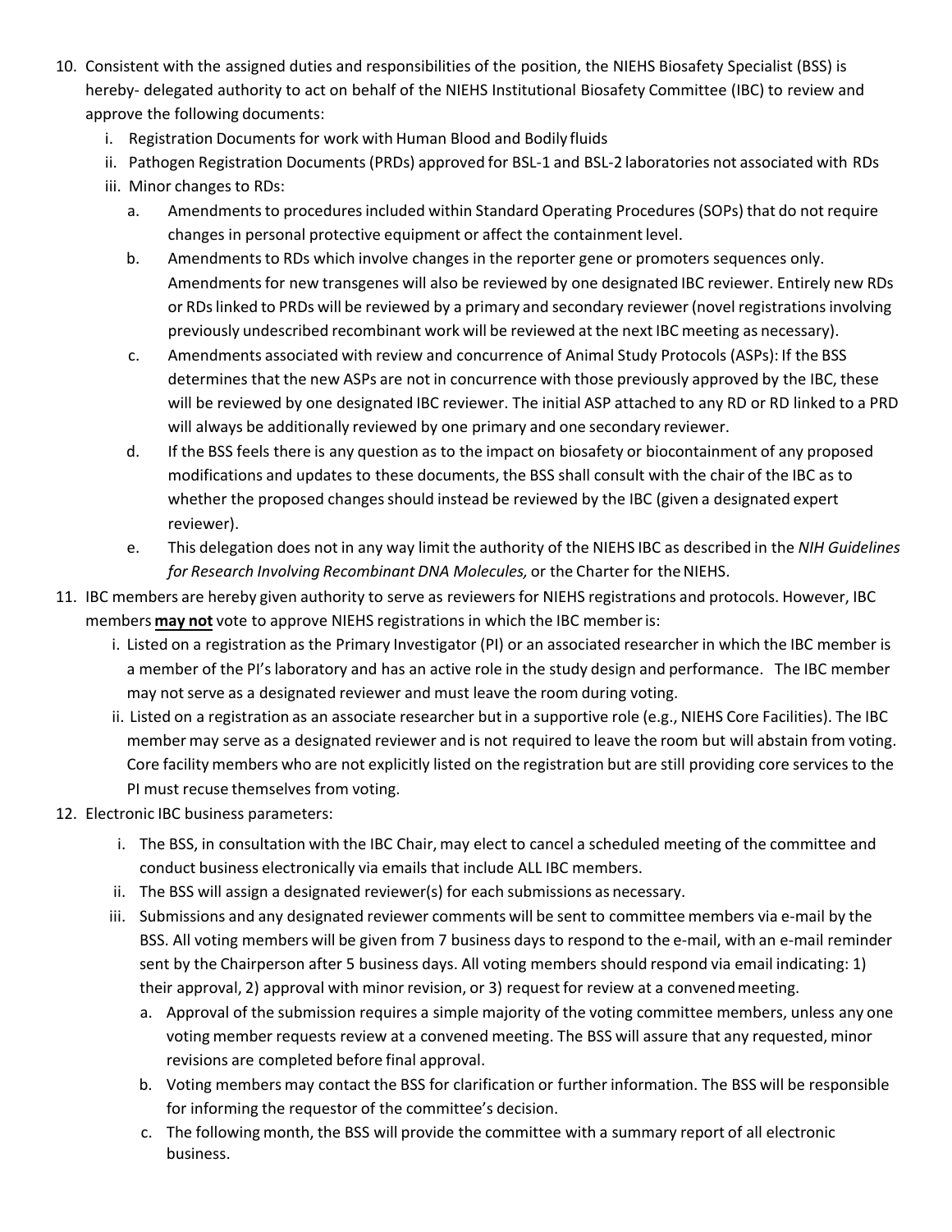10. Consistent with the assigned duties and responsibilities of the position, the NIEHS Biosafety Specialist (BSS) is hereby- delegated authority to act on behalf of the NIEHS Institutional Biosafety Committee (IBC) to review and approve the following documents:
    i. Registration Documents for work with Human Blood and Bodily fluids
    ii. Pathogen Registration Documents (PRDs) approved for BSL-1 and BSL-2 laboratories not associated with RDs
    iii. Minor changes to RDs:
        a. Amendments to procedures included within Standard Operating Procedures (SOPs) that do not require changes in personal protective equipment or affect the containment level.
        b. Amendments to RDs which involve changes in the reporter gene or promoters sequences only. Amendments for new transgenes will also be reviewed by one designated IBC reviewer. Entirely new RDs or RDs linked to PRDs will be reviewed by a primary and secondary reviewer (novel registrations involving previously undescribed recombinant work will be reviewed at the next IBC meeting as necessary).
        c. Amendments associated with review and concurrence of Animal Study Protocols (ASPs): If the BSS determines that the new ASPs are not in concurrence with those previously approved by the IBC, these will be reviewed by one designated IBC reviewer. The initial ASP attached to any RD or RD linked to a PRD will always be additionally reviewed by one primary and one secondary reviewer.
        d. If the BSS feels there is any question as to the impact on biosafety or biocontainment of any proposed modifications and updates to these documents, the BSS shall consult with the chair of the IBC as to whether the proposed changes should instead be reviewed by the IBC (given a designated expert reviewer).
        e. This delegation does not in any way limit the authority of the NIEHS IBC as described in the *NIH Guidelines for Research Involving Recombinant DNA Molecules,* or the Charter for the NIEHS.
11. IBC members are hereby given authority to serve as reviewers for NIEHS registrations and protocols. However, IBC members **may not** vote to approve NIEHS registrations in which the IBC member is:
    i. Listed on a registration as the Primary Investigator (PI) or an associated researcher in which the IBC member is a member of the PI's laboratory and has an active role in the study design and performance. The IBC member may not serve as a designated reviewer and must leave the room during voting.
    ii. Listed on a registration as an associate researcher but in a supportive role (e.g., NIEHS Core Facilities). The IBC member may serve as a designated reviewer and is not required to leave the room but will abstain from voting. Core facility members who are not explicitly listed on the registration but are still providing core services to the PI must recuse themselves from voting.
12. Electronic IBC business parameters:
    i. The BSS, in consultation with the IBC Chair, may elect to cancel a scheduled meeting of the committee and conduct business electronically via emails that include ALL IBC members.
    ii. The BSS will assign a designated reviewer(s) for each submissions as necessary.
    iii. Submissions and any designated reviewer comments will be sent to committee members via e-mail by the BSS. All voting members will be given from 7 business days to respond to the e-mail, with an e-mail reminder sent by the Chairperson after 5 business days. All voting members should respond via email indicating: 1) their approval, 2) approval with minor revision, or 3) request for review at a convened meeting.
        a. Approval of the submission requires a simple majority of the voting committee members, unless any one voting member requests review at a convened meeting. The BSS will assure that any requested, minor revisions are completed before final approval.
        b. Voting members may contact the BSS for clarification or further information. The BSS will be responsible for informing the requestor of the committee's decision.
        c. The following month, the BSS will provide the committee with a summary report of all electronic business.